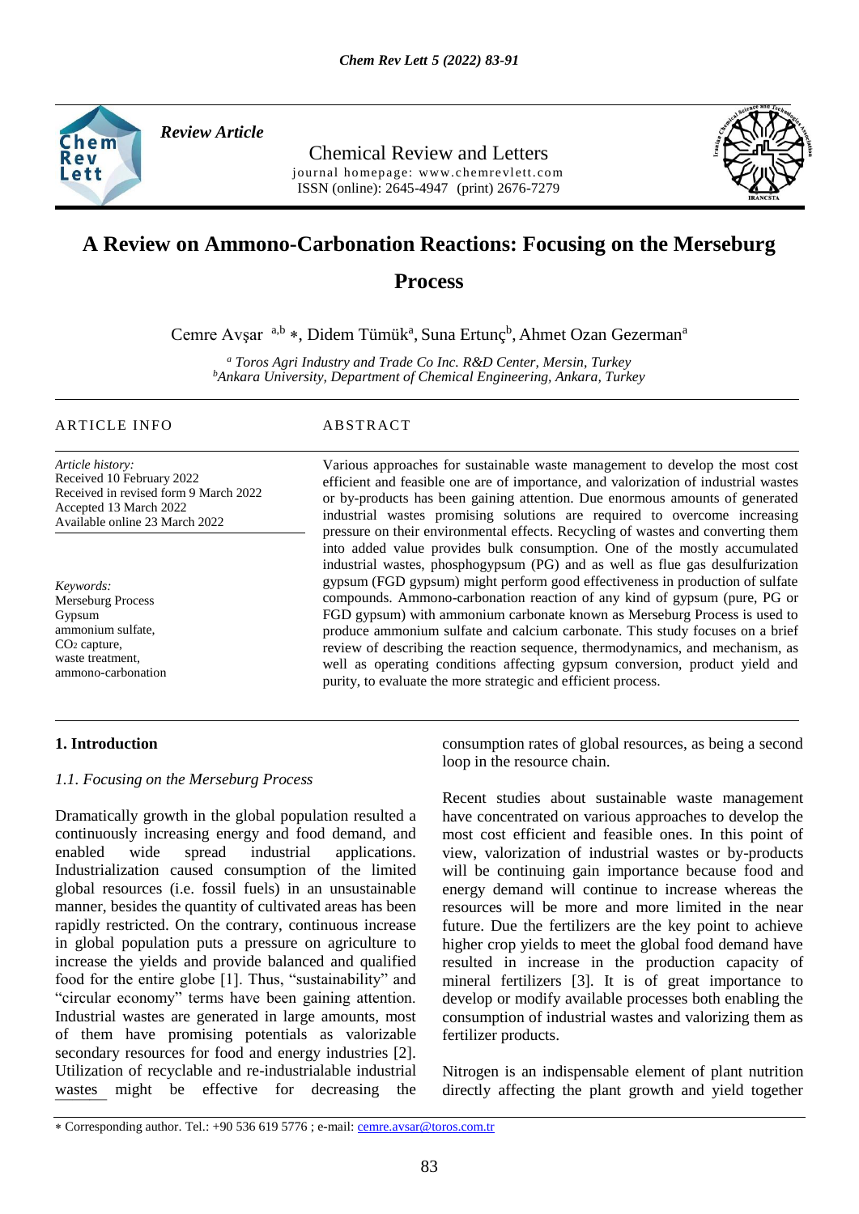*Review Article*

Chemical Review and Letters
journal homepage: www.chemrevlett.com
ISSN (online): 2645-4947 (print) 2676-7279

# A Review on Ammono-Carbonation Reactions: Focusing on the Merseburg Process

Cemre Avşar [a,b] *, Didem Tümük[a], Suna Ertunç[b], Ahmet Ozan Gezerman[a]

[a] *Toros Agri Industry and Trade Co Inc. R&D Center, Mersin, Turkey*
[b] *Ankara University, Department of Chemical Engineering, Ankara, Turkey*

ARTICLE INFO

*Article history:*
Received 10 February 2022
Received in revised form 9 March 2022
Accepted 13 March 2022
Available online 23 March 2022

*Keywords:*
Merseburg Process
Gypsum
ammonium sulfate,
$CO_2$ capture,
waste treatment,
ammono-carbonation

ABSTRACT

Various approaches for sustainable waste management to develop the most cost efficient and feasible one are of importance, and valorization of industrial wastes or by-products has been gaining attention. Due enormous amounts of generated industrial wastes promising solutions are required to overcome increasing pressure on their environmental effects. Recycling of wastes and converting them into added value provides bulk consumption. One of the mostly accumulated industrial wastes, phosphogypsum (PG) and as well as flue gas desulfurization gypsum (FGD gypsum) might perform good effectiveness in production of sulfate compounds. Ammono-carbonation reaction of any kind of gypsum (pure, PG or FGD gypsum) with ammonium carbonate known as Merseburg Process is used to produce ammonium sulfate and calcium carbonate. This study focuses on a brief review of describing the reaction sequence, thermodynamics, and mechanism, as well as operating conditions affecting gypsum conversion, product yield and purity, to evaluate the more strategic and efficient process.

## 1. Introduction

### *1.1. Focusing on the Merseburg Process*

Dramatically growth in the global population resulted a continuously increasing energy and food demand, and enabled wide spread industrial applications. Industrialization caused consumption of the limited global resources (i.e. fossil fuels) in an unsustainable manner, besides the quantity of cultivated areas has been rapidly restricted. On the contrary, continuous increase in global population puts a pressure on agriculture to increase the yields and provide balanced and qualified food for the entire globe [1]. Thus, "sustainability" and "circular economy" terms have been gaining attention. Industrial wastes are generated in large amounts, most of them have promising potentials as valorizable secondary resources for food and energy industries [2]. Utilization of recyclable and re-industrialable industrial wastes might be effective for decreasing the consumption rates of global resources, as being a second loop in the resource chain.

Recent studies about sustainable waste management have concentrated on various approaches to develop the most cost efficient and feasible ones. In this point of view, valorization of industrial wastes or by-products will be continuing gain importance because food and energy demand will continue to increase whereas the resources will be more and more limited in the near future. Due the fertilizers are the key point to achieve higher crop yields to meet the global food demand have resulted in increase in the production capacity of mineral fertilizers [3]. It is of great importance to develop or modify available processes both enabling the consumption of industrial wastes and valorizing them as fertilizer products.

Nitrogen is an indispensable element of plant nutrition directly affecting the plant growth and yield together

* Corresponding author. Tel.: +90 536 619 5776 ; e-mail: cemre.avsar@toros.com.tr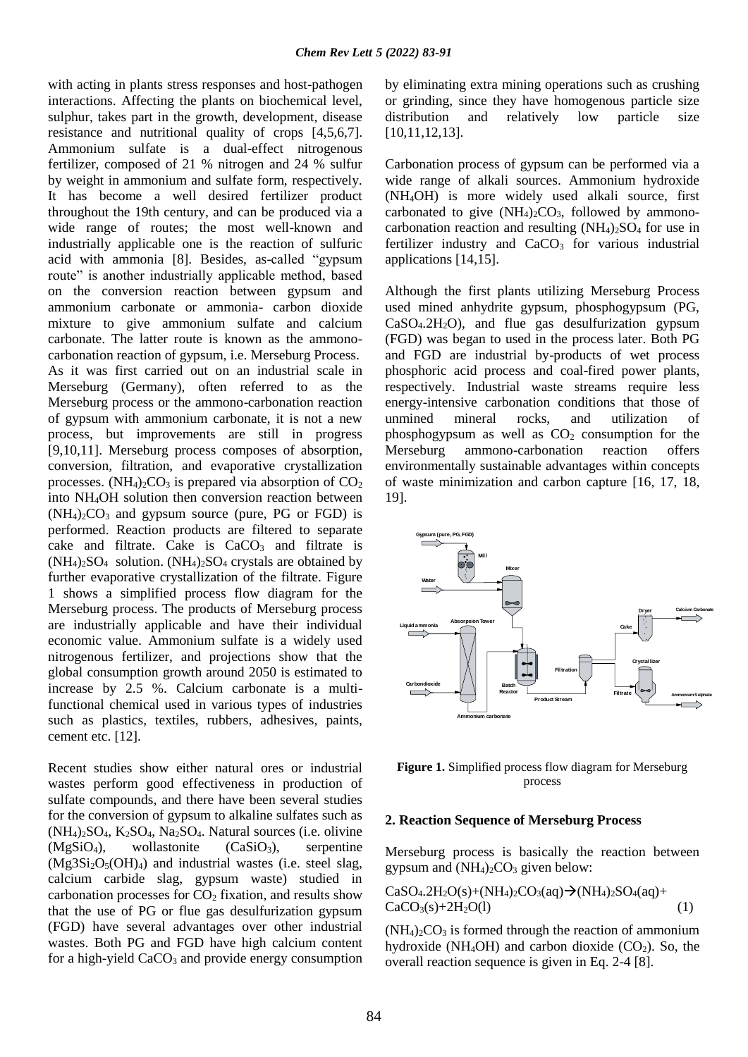with acting in plants stress responses and host-pathogen interactions. Affecting the plants on biochemical level, sulphur, takes part in the growth, development, disease resistance and nutritional quality of crops [4,5,6,7]. Ammonium sulfate is a dual-effect nitrogenous fertilizer, composed of 21 % nitrogen and 24 % sulfur by weight in ammonium and sulfate form, respectively. It has become a well desired fertilizer product throughout the 19th century, and can be produced via a wide range of routes; the most well-known and industrially applicable one is the reaction of sulfuric acid with ammonia [8]. Besides, as-called "gypsum route" is another industrially applicable method, based on the conversion reaction between gypsum and ammonium carbonate or ammonia- carbon dioxide mixture to give ammonium sulfate and calcium carbonate. The latter route is known as the ammono-carbonation reaction of gypsum, i.e. Merseburg Process. As it was first carried out on an industrial scale in Merseburg (Germany), often referred to as the Merseburg process or the ammono-carbonation reaction of gypsum with ammonium carbonate, it is not a new process, but improvements are still in progress [9,10,11]. Merseburg process composes of absorption, conversion, filtration, and evaporative crystallization processes. $(NH_4)_2CO_3$ is prepared via absorption of $CO_2$ into $NH_4OH$ solution then conversion reaction between $(NH_4)_2CO_3$ and gypsum source (pure, PG or FGD) is performed. Reaction products are filtered to separate cake and filtrate. Cake is $CaCO_3$ and filtrate is $(NH_4)_2SO_4$ solution. $(NH_4)_2SO_4$ crystals are obtained by further evaporative crystallization of the filtrate. Figure 1 shows a simplified process flow diagram for the Merseburg process. The products of Merseburg process are industrially applicable and have their individual economic value. Ammonium sulfate is a widely used nitrogenous fertilizer, and projections show that the global consumption growth around 2050 is estimated to increase by 2.5 %. Calcium carbonate is a multi-functional chemical used in various types of industries such as plastics, textiles, rubbers, adhesives, paints, cement etc. [12].

Recent studies show either natural ores or industrial wastes perform good effectiveness in production of sulfate compounds, and there have been several studies for the conversion of gypsum to alkaline sulfates such as $(NH_4)_2SO_4$, $K_2SO_4$, $Na_2SO_4$. Natural sources (i.e. olivine ($MgSiO_4$), wollastonite ($CaSiO_3$), serpentine ($Mg3Si_2O_5(OH)_4$) and industrial wastes (i.e. steel slag, calcium carbide slag, gypsum waste) studied in carbonation processes for $CO_2$ fixation, and results show that the use of PG or flue gas desulfurization gypsum (FGD) have several advantages over other industrial wastes. Both PG and FGD have high calcium content for a high-yield $CaCO_3$ and provide energy consumption by eliminating extra mining operations such as crushing or grinding, since they have homogenous particle size distribution and relatively low particle size [10,11,12,13].

Carbonation process of gypsum can be performed via a wide range of alkali sources. Ammonium hydroxide ($NH_4OH$) is more widely used alkali source, first carbonated to give $(NH_4)_2CO_3$, followed by ammono-carbonation reaction and resulting $(NH_4)_2SO_4$ for use in fertilizer industry and $CaCO_3$ for various industrial applications [14,15].

Although the first plants utilizing Merseburg Process used mined anhydrite gypsum, phosphogypsum (PG, $CaSO_4.2H_2O$), and flue gas desulfurization gypsum (FGD) was began to used in the process later. Both PG and FGD are industrial by-products of wet process phosphoric acid process and coal-fired power plants, respectively. Industrial waste streams require less energy-intensive carbonation conditions that those of unmined mineral rocks, and utilization of phosphogypsum as well as $CO_2$ consumption for the Merseburg ammono-carbonation reaction offers environmentally sustainable advantages within concepts of waste minimization and carbon capture [16, 17, 18, 19].

**Figure 1.** Simplified process flow diagram for Merseburg process

## 2. Reaction Sequence of Merseburg Process

Merseburg process is basically the reaction between gypsum and $(NH_4)_2CO_3$ given below:

$$CaSO_4.2H_2O(s)+(NH_4)_2CO_3(aq)\rightarrow(NH_4)_2SO_4(aq)+CaCO_3(s)+2H_2O(l) \quad (1)$$

$(NH_4)_2CO_3$ is formed through the reaction of ammonium hydroxide ($NH_4OH$) and carbon dioxide ($CO_2$). So, the overall reaction sequence is given in Eq. 2-4 [8].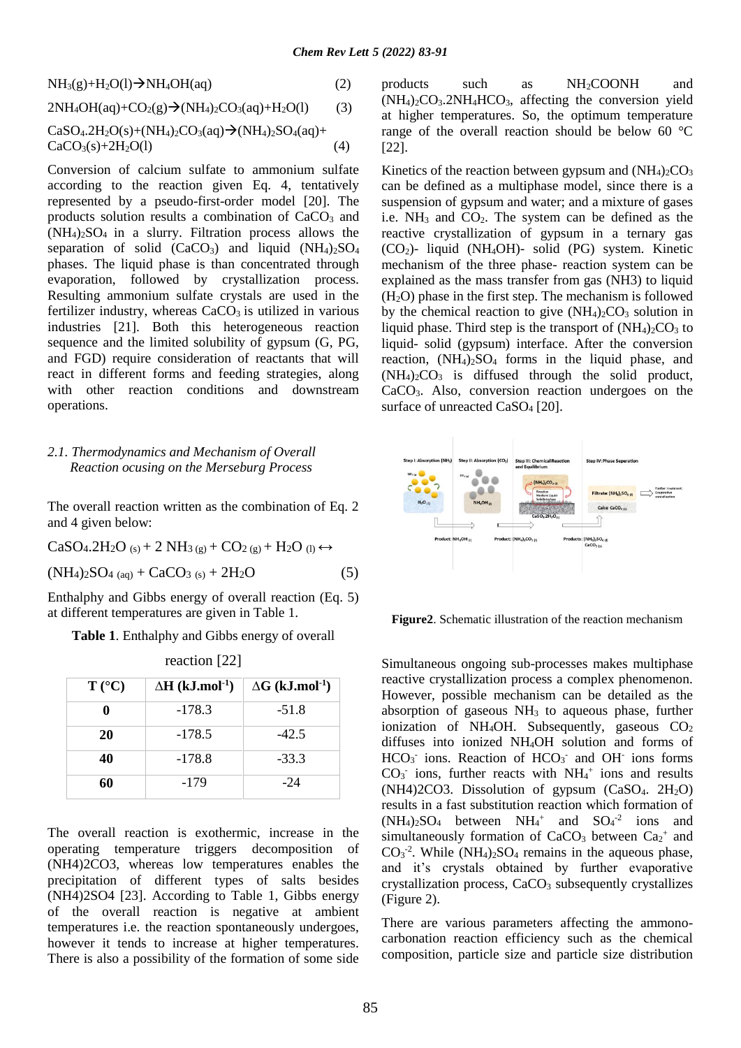$$NH_3(g)+H_2O(l)\rightarrow NH_4OH(aq) \quad (2)$$

$$2NH_4OH(aq)+CO_2(g)\rightarrow (NH_4)_2CO_3(aq)+H_2O(l) \quad (3)$$

$$CaSO_4.2H_2O(s)+(NH_4)_2CO_3(aq)\rightarrow (NH_4)_2SO_4(aq)+CaCO_3(s)+2H_2O(l) \quad (4)$$

Conversion of calcium sulfate to ammonium sulfate according to the reaction given Eq. 4, tentatively represented by a pseudo-first-order model [20]. The products solution results a combination of $CaCO_3$ and $(NH_4)_2SO_4$ in a slurry. Filtration process allows the separation of solid ($CaCO_3$) and liquid $(NH_4)_2SO_4$ phases. The liquid phase is than concentrated through evaporation, followed by crystallization process. Resulting ammonium sulfate crystals are used in the fertilizer industry, whereas $CaCO_3$ is utilized in various industries [21]. Both this heterogeneous reaction sequence and the limited solubility of gypsum (G, PG, and FGD) require consideration of reactants that will react in different forms and feeding strategies, along with other reaction conditions and downstream operations.

### *2.1. Thermodynamics and Mechanism of Overall Reaction ocusing on the Merseburg Process*

The overall reaction written as the combination of Eq. 2 and 4 given below:

$$CaSO_4.2H_2O_{(s)} + 2\,NH_{3\,(g)} + CO_{2\,(g)} + H_2O_{(l)} \leftrightarrow (NH_4)_2SO_{4\,(aq)} + CaCO_{3\,(s)} + 2H_2O \quad (5)$$

Enthalpy and Gibbs energy of overall reaction (Eq. 5) at different temperatures are given in Table 1.

**Table 1**. Enthalpy and Gibbs energy of overall reaction [22]

| T (°C) | ΔH (kJ.mol$^{-1}$) | ΔG (kJ.mol$^{-1}$) |
|---|---|---|
| **0** | -178.3 | -51.8 |
| **20** | -178.5 | -42.5 |
| **40** | -178.8 | -33.3 |
| **60** | -179 | -24 |

The overall reaction is exothermic, increase in the operating temperature triggers decomposition of (NH4)2CO3, whereas low temperatures enables the precipitation of different types of salts besides (NH4)2SO4 [23]. According to Table 1, Gibbs energy of the overall reaction is negative at ambient temperatures i.e. the reaction spontaneously undergoes, however it tends to increase at higher temperatures. There is also a possibility of the formation of some side products such as $NH_2COONH$ and $(NH_4)_2CO_3.2NH_4HCO_3$, affecting the conversion yield at higher temperatures. So, the optimum temperature range of the overall reaction should be below 60 °C [22].

Kinetics of the reaction between gypsum and $(NH_4)_2CO_3$ can be defined as a multiphase model, since there is a suspension of gypsum and water; and a mixture of gases i.e. $NH_3$ and $CO_2$. The system can be defined as the reactive crystallization of gypsum in a ternary gas ($CO_2$)- liquid ($NH_4OH$)- solid (PG) system. Kinetic mechanism of the three phase- reaction system can be explained as the mass transfer from gas (NH3) to liquid ($H_2O$) phase in the first step. The mechanism is followed by the chemical reaction to give $(NH_4)_2CO_3$ solution in liquid phase. Third step is the transport of $(NH_4)_2CO_3$ to liquid- solid (gypsum) interface. After the conversion reaction, $(NH_4)_2SO_4$ forms in the liquid phase, and $(NH_4)_2CO_3$ is diffused through the solid product, $CaCO_3$. Also, conversion reaction undergoes on the surface of unreacted $CaSO_4$ [20].

**Figure2**. Schematic illustration of the reaction mechanism

Simultaneous ongoing sub-processes makes multiphase reactive crystallization process a complex phenomenon. However, possible mechanism can be detailed as the absorption of gaseous $NH_3$ to aqueous phase, further ionization of $NH_4OH$. Subsequently, gaseous $CO_2$ diffuses into ionized $NH_4OH$ solution and forms of $HCO_3^-$ ions. Reaction of $HCO_3^-$ and $OH^-$ ions forms $CO_3^-$ ions, further reacts with $NH_4^+$ ions and results (NH4)2CO3. Dissolution of gypsum ($CaSO_4$. $2H_2O$) results in a fast substitution reaction which formation of $(NH_4)_2SO_4$ between $NH_4^+$ and $SO_4^{-2}$ ions and simultaneously formation of $CaCO_3$ between $Ca_2^+$ and $CO_3^{-2}$. While $(NH_4)_2SO_4$ remains in the aqueous phase, and it's crystals obtained by further evaporative crystallization process, $CaCO_3$ subsequently crystallizes (Figure 2).

There are various parameters affecting the ammono-carbonation reaction efficiency such as the chemical composition, particle size and particle size distribution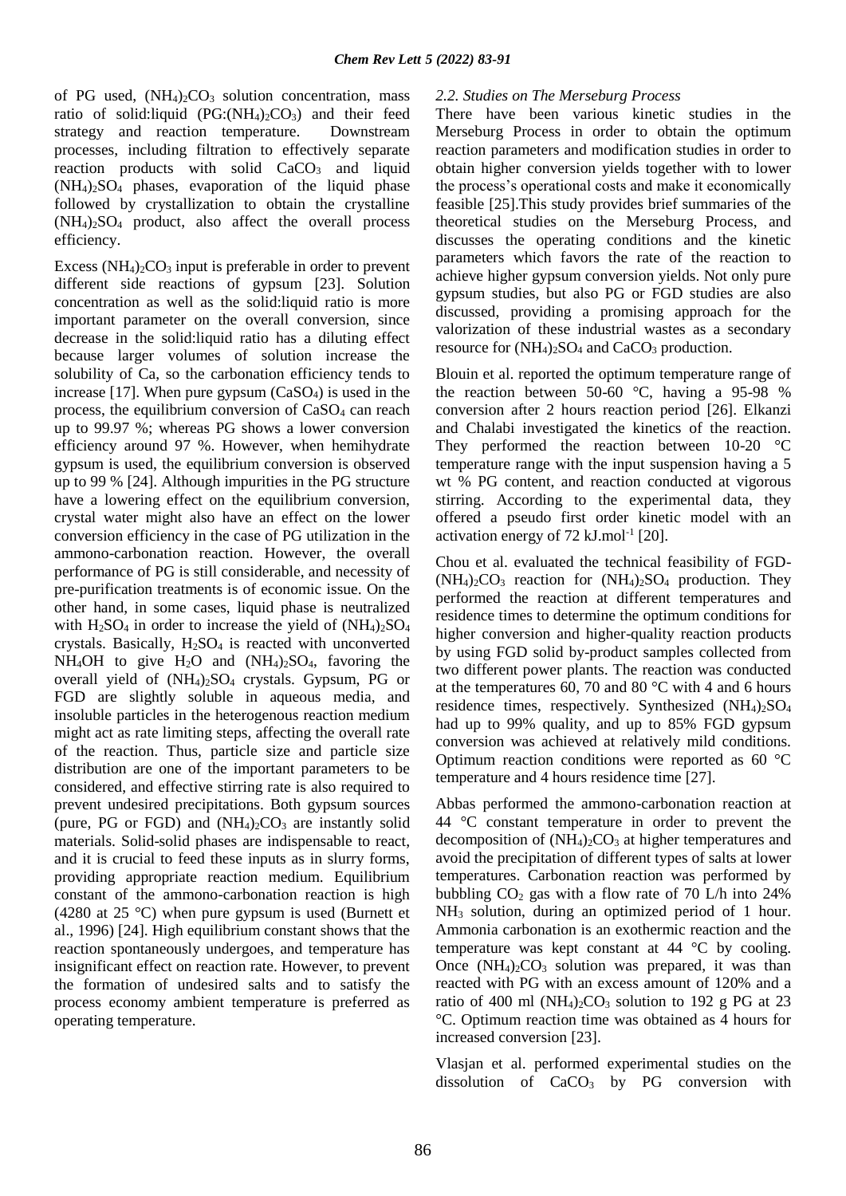of PG used, $(NH_4)_2CO_3$ solution concentration, mass ratio of solid:liquid $(PG:(NH_4)_2CO_3)$ and their feed strategy and reaction temperature. Downstream processes, including filtration to effectively separate reaction products with solid $CaCO_3$ and liquid $(NH_4)_2SO_4$ phases, evaporation of the liquid phase followed by crystallization to obtain the crystalline $(NH_4)_2SO_4$ product, also affect the overall process efficiency.

Excess $(NH_4)_2CO_3$ input is preferable in order to prevent different side reactions of gypsum [23]. Solution concentration as well as the solid:liquid ratio is more important parameter on the overall conversion, since decrease in the solid:liquid ratio has a diluting effect because larger volumes of solution increase the solubility of Ca, so the carbonation efficiency tends to increase [17]. When pure gypsum $(CaSO_4)$ is used in the process, the equilibrium conversion of $CaSO_4$ can reach up to 99.97 %; whereas PG shows a lower conversion efficiency around 97 %. However, when hemihydrate gypsum is used, the equilibrium conversion is observed up to 99 % [24]. Although impurities in the PG structure have a lowering effect on the equilibrium conversion, crystal water might also have an effect on the lower conversion efficiency in the case of PG utilization in the ammono-carbonation reaction. However, the overall performance of PG is still considerable, and necessity of pre-purification treatments is of economic issue. On the other hand, in some cases, liquid phase is neutralized with $H_2SO_4$ in order to increase the yield of $(NH_4)_2SO_4$ crystals. Basically, $H_2SO_4$ is reacted with unconverted $NH_4OH$ to give $H_2O$ and $(NH_4)_2SO_4$, favoring the overall yield of $(NH_4)_2SO_4$ crystals. Gypsum, PG or FGD are slightly soluble in aqueous media, and insoluble particles in the heterogenous reaction medium might act as rate limiting steps, affecting the overall rate of the reaction. Thus, particle size and particle size distribution are one of the important parameters to be considered, and effective stirring rate is also required to prevent undesired precipitations. Both gypsum sources (pure, PG or FGD) and $(NH_4)_2CO_3$ are instantly solid materials. Solid-solid phases are indispensable to react, and it is crucial to feed these inputs as in slurry forms, providing appropriate reaction medium. Equilibrium constant of the ammono-carbonation reaction is high (4280 at 25 °C) when pure gypsum is used (Burnett et al., 1996) [24]. High equilibrium constant shows that the reaction spontaneously undergoes, and temperature has insignificant effect on reaction rate. However, to prevent the formation of undesired salts and to satisfy the process economy ambient temperature is preferred as operating temperature.

### *2.2. Studies on The Merseburg Process*

There have been various kinetic studies in the Merseburg Process in order to obtain the optimum reaction parameters and modification studies in order to obtain higher conversion yields together with to lower the process's operational costs and make it economically feasible [25].This study provides brief summaries of the theoretical studies on the Merseburg Process, and discusses the operating conditions and the kinetic parameters which favors the rate of the reaction to achieve higher gypsum conversion yields. Not only pure gypsum studies, but also PG or FGD studies are also discussed, providing a promising approach for the valorization of these industrial wastes as a secondary resource for $(NH_4)_2SO_4$ and $CaCO_3$ production.

Blouin et al. reported the optimum temperature range of the reaction between 50-60 °C, having a 95-98 % conversion after 2 hours reaction period [26]. Elkanzi and Chalabi investigated the kinetics of the reaction. They performed the reaction between 10-20 °C temperature range with the input suspension having a 5 wt % PG content, and reaction conducted at vigorous stirring. According to the experimental data, they offered a pseudo first order kinetic model with an activation energy of 72 kJ.mol$^{-1}$ [20].

Chou et al. evaluated the technical feasibility of FGD-$(NH_4)_2CO_3$ reaction for $(NH_4)_2SO_4$ production. They performed the reaction at different temperatures and residence times to determine the optimum conditions for higher conversion and higher-quality reaction products by using FGD solid by-product samples collected from two different power plants. The reaction was conducted at the temperatures 60, 70 and 80 °C with 4 and 6 hours residence times, respectively. Synthesized $(NH_4)_2SO_4$ had up to 99% quality, and up to 85% FGD gypsum conversion was achieved at relatively mild conditions. Optimum reaction conditions were reported as 60 °C temperature and 4 hours residence time [27].

Abbas performed the ammono-carbonation reaction at 44 °C constant temperature in order to prevent the decomposition of $(NH_4)_2CO_3$ at higher temperatures and avoid the precipitation of different types of salts at lower temperatures. Carbonation reaction was performed by bubbling $CO_2$ gas with a flow rate of 70 L/h into 24% $NH_3$ solution, during an optimized period of 1 hour. Ammonia carbonation is an exothermic reaction and the temperature was kept constant at 44 °C by cooling. Once $(NH_4)_2CO_3$ solution was prepared, it was than reacted with PG with an excess amount of 120% and a ratio of 400 ml $(NH_4)_2CO_3$ solution to 192 g PG at 23 °C. Optimum reaction time was obtained as 4 hours for increased conversion [23].

Vlasjan et al. performed experimental studies on the dissolution of $CaCO_3$ by PG conversion with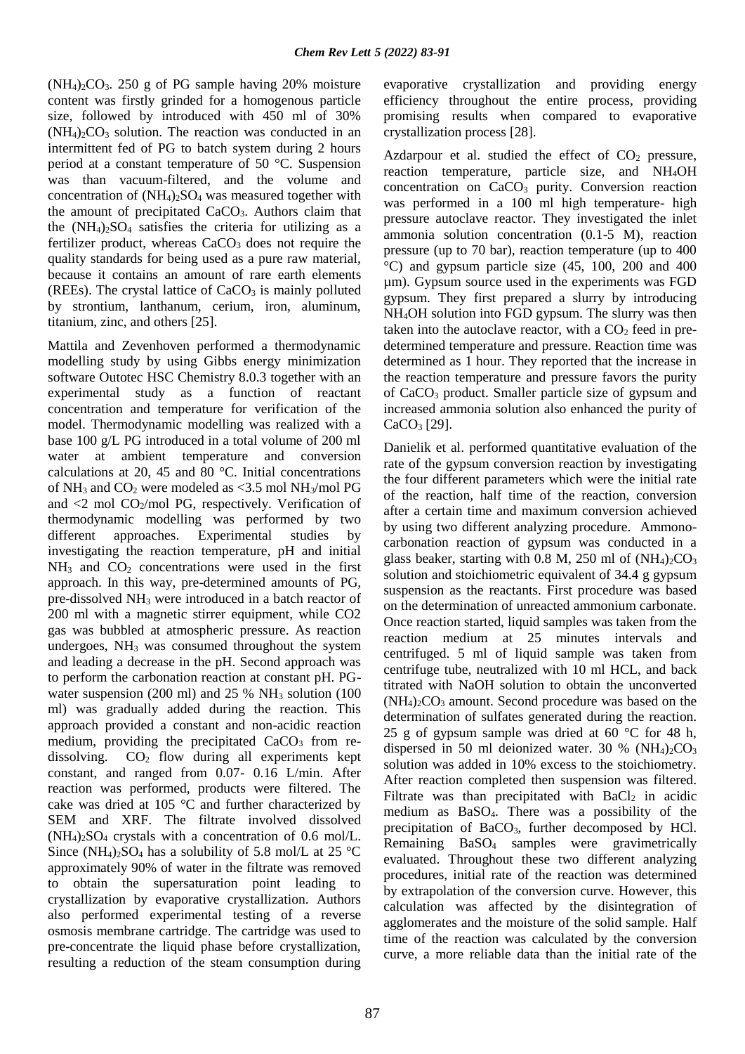$(NH_4)_2CO_3$. 250 g of PG sample having 20% moisture content was firstly grinded for a homogenous particle size, followed by introduced with 450 ml of 30% $(NH_4)_2CO_3$ solution. The reaction was conducted in an intermittent fed of PG to batch system during 2 hours period at a constant temperature of 50 °C. Suspension was than vacuum-filtered, and the volume and concentration of $(NH_4)_2SO_4$ was measured together with the amount of precipitated $CaCO_3$. Authors claim that the $(NH_4)_2SO_4$ satisfies the criteria for utilizing as a fertilizer product, whereas $CaCO_3$ does not require the quality standards for being used as a pure raw material, because it contains an amount of rare earth elements (REEs). The crystal lattice of $CaCO_3$ is mainly polluted by strontium, lanthanum, cerium, iron, aluminum, titanium, zinc, and others [25].

Mattila and Zevenhoven performed a thermodynamic modelling study by using Gibbs energy minimization software Outotec HSC Chemistry 8.0.3 together with an experimental study as a function of reactant concentration and temperature for verification of the model. Thermodynamic modelling was realized with a base 100 g/L PG introduced in a total volume of 200 ml water at ambient temperature and conversion calculations at 20, 45 and 80 °C. Initial concentrations of $NH_3$ and $CO_2$ were modeled as <3.5 mol $NH_3$/mol PG and <2 mol $CO_2$/mol PG, respectively. Verification of thermodynamic modelling was performed by two different approaches. Experimental studies by investigating the reaction temperature, pH and initial $NH_3$ and $CO_2$ concentrations were used in the first approach. In this way, pre-determined amounts of PG, pre-dissolved $NH_3$ were introduced in a batch reactor of 200 ml with a magnetic stirrer equipment, while CO2 gas was bubbled at atmospheric pressure. As reaction undergoes, $NH_3$ was consumed throughout the system and leading a decrease in the pH. Second approach was to perform the carbonation reaction at constant pH. PG-water suspension (200 ml) and 25 % $NH_3$ solution (100 ml) was gradually added during the reaction. This approach provided a constant and non-acidic reaction medium, providing the precipitated $CaCO_3$ from re-dissolving. $CO_2$ flow during all experiments kept constant, and ranged from 0.07- 0.16 L/min. After reaction was performed, products were filtered. The cake was dried at 105 °C and further characterized by SEM and XRF. The filtrate involved dissolved $(NH_4)_2SO_4$ crystals with a concentration of 0.6 mol/L. Since $(NH_4)_2SO_4$ has a solubility of 5.8 mol/L at 25 °C approximately 90% of water in the filtrate was removed to obtain the supersaturation point leading to crystallization by evaporative crystallization. Authors also performed experimental testing of a reverse osmosis membrane cartridge. The cartridge was used to pre-concentrate the liquid phase before crystallization, resulting a reduction of the steam consumption during evaporative crystallization and providing energy efficiency throughout the entire process, providing promising results when compared to evaporative crystallization process [28].

Azdarpour et al. studied the effect of $CO_2$ pressure, reaction temperature, particle size, and $NH_4OH$ concentration on $CaCO_3$ purity. Conversion reaction was performed in a 100 ml high temperature- high pressure autoclave reactor. They investigated the inlet ammonia solution concentration (0.1-5 M), reaction pressure (up to 70 bar), reaction temperature (up to 400 °C) and gypsum particle size (45, 100, 200 and 400 µm). Gypsum source used in the experiments was FGD gypsum. They first prepared a slurry by introducing $NH_4OH$ solution into FGD gypsum. The slurry was then taken into the autoclave reactor, with a $CO_2$ feed in pre-determined temperature and pressure. Reaction time was determined as 1 hour. They reported that the increase in the reaction temperature and pressure favors the purity of $CaCO_3$ product. Smaller particle size of gypsum and increased ammonia solution also enhanced the purity of $CaCO_3$ [29].

Danielik et al. performed quantitative evaluation of the rate of the gypsum conversion reaction by investigating the four different parameters which were the initial rate of the reaction, half time of the reaction, conversion after a certain time and maximum conversion achieved by using two different analyzing procedure. Ammono-carbonation reaction of gypsum was conducted in a glass beaker, starting with 0.8 M, 250 ml of $(NH_4)_2CO_3$ solution and stoichiometric equivalent of 34.4 g gypsum suspension as the reactants. First procedure was based on the determination of unreacted ammonium carbonate. Once reaction started, liquid samples was taken from the reaction medium at 25 minutes intervals and centrifuged. 5 ml of liquid sample was taken from centrifuge tube, neutralized with 10 ml HCL, and back titrated with NaOH solution to obtain the unconverted $(NH_4)_2CO_3$ amount. Second procedure was based on the determination of sulfates generated during the reaction. 25 g of gypsum sample was dried at 60 °C for 48 h, dispersed in 50 ml deionized water. 30 % $(NH_4)_2CO_3$ solution was added in 10% excess to the stoichiometry. After reaction completed then suspension was filtered. Filtrate was than precipitated with $BaCl_2$ in acidic medium as $BaSO_4$. There was a possibility of the precipitation of $BaCO_3$, further decomposed by HCl. Remaining $BaSO_4$ samples were gravimetrically evaluated. Throughout these two different analyzing procedures, initial rate of the reaction was determined by extrapolation of the conversion curve. However, this calculation was affected by the disintegration of agglomerates and the moisture of the solid sample. Half time of the reaction was calculated by the conversion curve, a more reliable data than the initial rate of the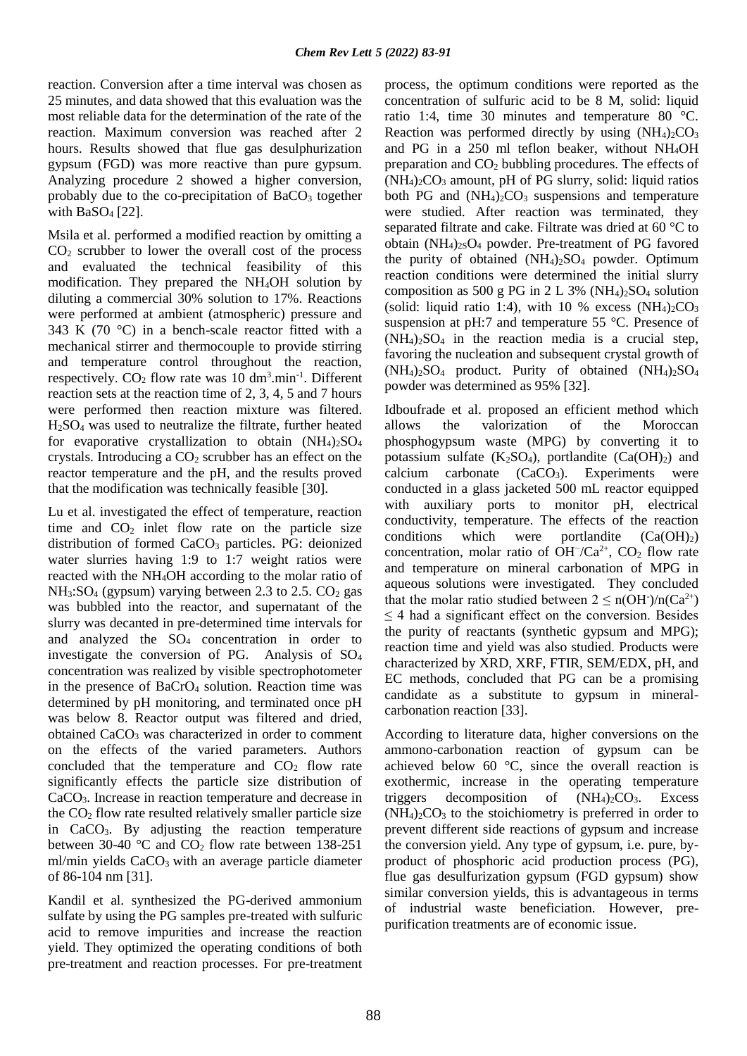reaction. Conversion after a time interval was chosen as 25 minutes, and data showed that this evaluation was the most reliable data for the determination of the rate of the reaction. Maximum conversion was reached after 2 hours. Results showed that flue gas desulphurization gypsum (FGD) was more reactive than pure gypsum. Analyzing procedure 2 showed a higher conversion, probably due to the co-precipitation of $BaCO_3$ together with $BaSO_4$ [22].

Msila et al. performed a modified reaction by omitting a $CO_2$ scrubber to lower the overall cost of the process and evaluated the technical feasibility of this modification. They prepared the $NH_4OH$ solution by diluting a commercial 30% solution to 17%. Reactions were performed at ambient (atmospheric) pressure and 343 K (70 °C) in a bench-scale reactor fitted with a mechanical stirrer and thermocouple to provide stirring and temperature control throughout the reaction, respectively. $CO_2$ flow rate was 10 $dm^3.min^{-1}$. Different reaction sets at the reaction time of 2, 3, 4, 5 and 7 hours were performed then reaction mixture was filtered. $H_2SO_4$ was used to neutralize the filtrate, further heated for evaporative crystallization to obtain $(NH_4)_2SO_4$ crystals. Introducing a $CO_2$ scrubber has an effect on the reactor temperature and the pH, and the results proved that the modification was technically feasible [30].

Lu et al. investigated the effect of temperature, reaction time and $CO_2$ inlet flow rate on the particle size distribution of formed $CaCO_3$ particles. PG: deionized water slurries having 1:9 to 1:7 weight ratios were reacted with the $NH_4OH$ according to the molar ratio of $NH_3$:$SO_4$ (gypsum) varying between 2.3 to 2.5. $CO_2$ gas was bubbled into the reactor, and supernatant of the slurry was decanted in pre-determined time intervals for and analyzed the $SO_4$ concentration in order to investigate the conversion of PG. Analysis of $SO_4$ concentration was realized by visible spectrophotometer in the presence of $BaCrO_4$ solution. Reaction time was determined by pH monitoring, and terminated once pH was below 8. Reactor output was filtered and dried, obtained $CaCO_3$ was characterized in order to comment on the effects of the varied parameters. Authors concluded that the temperature and $CO_2$ flow rate significantly effects the particle size distribution of $CaCO_3$. Increase in reaction temperature and decrease in the $CO_2$ flow rate resulted relatively smaller particle size in $CaCO_3$. By adjusting the reaction temperature between 30-40 °C and $CO_2$ flow rate between 138-251 ml/min yields $CaCO_3$ with an average particle diameter of 86-104 nm [31].

Kandil et al. synthesized the PG-derived ammonium sulfate by using the PG samples pre-treated with sulfuric acid to remove impurities and increase the reaction yield. They optimized the operating conditions of both pre-treatment and reaction processes. For pre-treatment process, the optimum conditions were reported as the concentration of sulfuric acid to be 8 M, solid: liquid ratio 1:4, time 30 minutes and temperature 80 °C. Reaction was performed directly by using $(NH_4)_2CO_3$ and PG in a 250 ml teflon beaker, without $NH_4OH$ preparation and $CO_2$ bubbling procedures. The effects of $(NH_4)_2CO_3$ amount, pH of PG slurry, solid: liquid ratios both PG and $(NH_4)_2CO_3$ suspensions and temperature were studied. After reaction was terminated, they separated filtrate and cake. Filtrate was dried at 60 °C to obtain $(NH_4)_{2S}O_4$ powder. Pre-treatment of PG favored the purity of obtained $(NH_4)_2SO_4$ powder. Optimum reaction conditions were determined the initial slurry composition as 500 g PG in 2 L 3% $(NH_4)_2SO_4$ solution (solid: liquid ratio 1:4), with 10 % excess $(NH_4)_2CO_3$ suspension at pH:7 and temperature 55 °C. Presence of $(NH_4)_2SO_4$ in the reaction media is a crucial step, favoring the nucleation and subsequent crystal growth of $(NH_4)_2SO_4$ product. Purity of obtained $(NH_4)_2SO_4$ powder was determined as 95% [32].

Idboufrade et al. proposed an efficient method which allows the valorization of the Moroccan phosphogypsum waste (MPG) by converting it to potassium sulfate ($K_2SO_4$), portlandite ($Ca(OH)_2$) and calcium carbonate ($CaCO_3$). Experiments were conducted in a glass jacketed 500 mL reactor equipped with auxiliary ports to monitor pH, electrical conductivity, temperature. The effects of the reaction conditions which were portlandite ($Ca(OH)_2$) concentration, molar ratio of $OH^-/Ca^{2+}$, $CO_2$ flow rate and temperature on mineral carbonation of MPG in aqueous solutions were investigated. They concluded that the molar ratio studied between $2 \leq n(OH^-)/n(Ca^{2+}) \leq 4$ had a significant effect on the conversion. Besides the purity of reactants (synthetic gypsum and MPG); reaction time and yield was also studied. Products were characterized by XRD, XRF, FTIR, SEM/EDX, pH, and EC methods, concluded that PG can be a promising candidate as a substitute to gypsum in mineral-carbonation reaction [33].

According to literature data, higher conversions on the ammono-carbonation reaction of gypsum can be achieved below 60 °C, since the overall reaction is exothermic, increase in the operating temperature triggers decomposition of $(NH_4)_2CO_3$. Excess $(NH_4)_2CO_3$ to the stoichiometry is preferred in order to prevent different side reactions of gypsum and increase the conversion yield. Any type of gypsum, i.e. pure, by-product of phosphoric acid production process (PG), flue gas desulfurization gypsum (FGD gypsum) show similar conversion yields, this is advantageous in terms of industrial waste beneficiation. However, pre-purification treatments are of economic issue.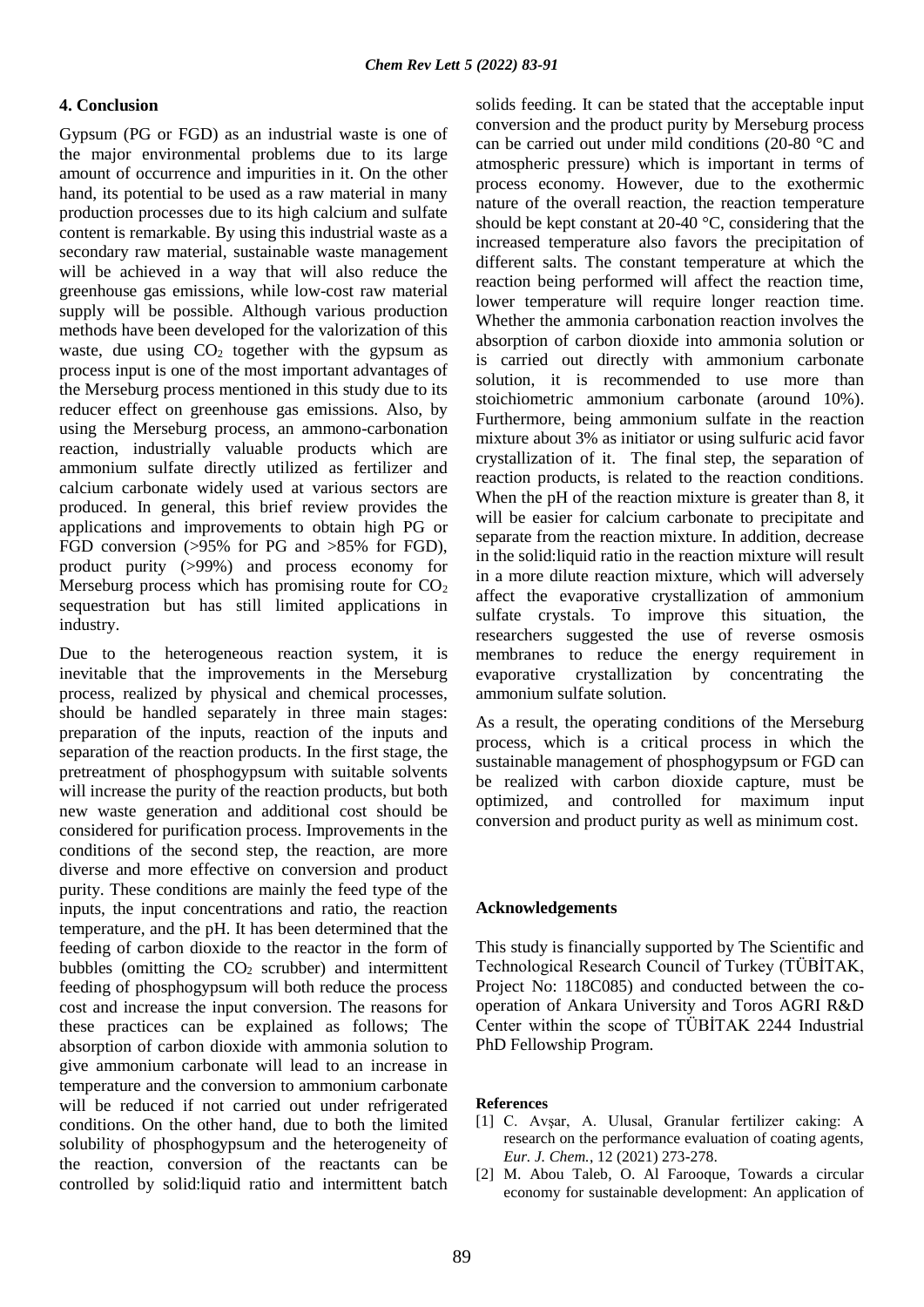## 4. Conclusion

Gypsum (PG or FGD) as an industrial waste is one of the major environmental problems due to its large amount of occurrence and impurities in it. On the other hand, its potential to be used as a raw material in many production processes due to its high calcium and sulfate content is remarkable. By using this industrial waste as a secondary raw material, sustainable waste management will be achieved in a way that will also reduce the greenhouse gas emissions, while low-cost raw material supply will be possible. Although various production methods have been developed for the valorization of this waste, due using $CO_2$ together with the gypsum as process input is one of the most important advantages of the Merseburg process mentioned in this study due to its reducer effect on greenhouse gas emissions. Also, by using the Merseburg process, an ammono-carbonation reaction, industrially valuable products which are ammonium sulfate directly utilized as fertilizer and calcium carbonate widely used at various sectors are produced. In general, this brief review provides the applications and improvements to obtain high PG or FGD conversion (>95% for PG and >85% for FGD), product purity (>99%) and process economy for Merseburg process which has promising route for $CO_2$ sequestration but has still limited applications in industry.

Due to the heterogeneous reaction system, it is inevitable that the improvements in the Merseburg process, realized by physical and chemical processes, should be handled separately in three main stages: preparation of the inputs, reaction of the inputs and separation of the reaction products. In the first stage, the pretreatment of phosphogypsum with suitable solvents will increase the purity of the reaction products, but both new waste generation and additional cost should be considered for purification process. Improvements in the conditions of the second step, the reaction, are more diverse and more effective on conversion and product purity. These conditions are mainly the feed type of the inputs, the input concentrations and ratio, the reaction temperature, and the pH. It has been determined that the feeding of carbon dioxide to the reactor in the form of bubbles (omitting the $CO_2$ scrubber) and intermittent feeding of phosphogypsum will both reduce the process cost and increase the input conversion. The reasons for these practices can be explained as follows; The absorption of carbon dioxide with ammonia solution to give ammonium carbonate will lead to an increase in temperature and the conversion to ammonium carbonate will be reduced if not carried out under refrigerated conditions. On the other hand, due to both the limited solubility of phosphogypsum and the heterogeneity of the reaction, conversion of the reactants can be controlled by solid:liquid ratio and intermittent batch solids feeding. It can be stated that the acceptable input conversion and the product purity by Merseburg process can be carried out under mild conditions (20-80 °C and atmospheric pressure) which is important in terms of process economy. However, due to the exothermic nature of the overall reaction, the reaction temperature should be kept constant at 20-40 °C, considering that the increased temperature also favors the precipitation of different salts. The constant temperature at which the reaction being performed will affect the reaction time, lower temperature will require longer reaction time. Whether the ammonia carbonation reaction involves the absorption of carbon dioxide into ammonia solution or is carried out directly with ammonium carbonate solution, it is recommended to use more than stoichiometric ammonium carbonate (around 10%). Furthermore, being ammonium sulfate in the reaction mixture about 3% as initiator or using sulfuric acid favor crystallization of it. The final step, the separation of reaction products, is related to the reaction conditions. When the pH of the reaction mixture is greater than 8, it will be easier for calcium carbonate to precipitate and separate from the reaction mixture. In addition, decrease in the solid:liquid ratio in the reaction mixture will result in a more dilute reaction mixture, which will adversely affect the evaporative crystallization of ammonium sulfate crystals. To improve this situation, the researchers suggested the use of reverse osmosis membranes to reduce the energy requirement in evaporative crystallization by concentrating the ammonium sulfate solution.

As a result, the operating conditions of the Merseburg process, which is a critical process in which the sustainable management of phosphogypsum or FGD can be realized with carbon dioxide capture, must be optimized, and controlled for maximum input conversion and product purity as well as minimum cost.

## Acknowledgements

This study is financially supported by The Scientific and Technological Research Council of Turkey (TÜBİTAK, Project No: 118C085) and conducted between the co-operation of Ankara University and Toros AGRI R&D Center within the scope of TÜBİTAK 2244 Industrial PhD Fellowship Program.

### References

[1] C. Avşar, A. Ulusal, Granular fertilizer caking: A research on the performance evaluation of coating agents, *Eur. J. Chem.*, 12 (2021) 273-278.

[2] M. Abou Taleb, O. Al Farooque, Towards a circular economy for sustainable development: An application of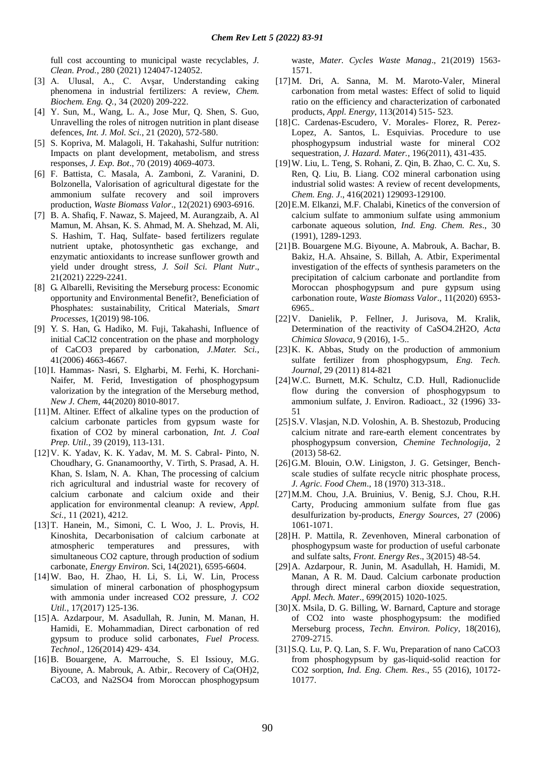full cost accounting to municipal waste recyclables, *J. Clean. Prod.*, 280 (2021) 124047-124052.

[3] A. Ulusal, A., C. Avşar, Understanding caking phenomena in industrial fertilizers: A review, *Chem. Biochem. Eng. Q.*, 34 (2020) 209-222.

[4] Y. Sun, M., Wang, L. A., Jose Mur, Q. Shen, S. Guo, Unravelling the roles of nitrogen nutrition in plant disease defences, *Int. J. Mol. Sci.*, 21 (2020), 572-580.

[5] S. Kopriva, M. Malagoli, H. Takahashi, Sulfur nutrition: Impacts on plant development, metabolism, and stress responses, *J. Exp. Bot*., 70 (2019) 4069-4073.

[6] F. Battista, C. Masala, A. Zamboni, Z. Varanini, D. Bolzonella, Valorisation of agricultural digestate for the ammonium sulfate recovery and soil improvers production, *Waste Biomass Valor*., 12(2021) 6903-6916.

[7] B. A. Shafiq, F. Nawaz, S. Majeed, M. Aurangzaib, A. Al Mamun, M. Ahsan, K. S. Ahmad, M. A. Shehzad, M. Ali, S. Hashim, T. Haq, Sulfate- based fertilizers regulate nutrient uptake, photosynthetic gas exchange, and enzymatic antioxidants to increase sunflower growth and yield under drought stress, *J. Soil Sci. Plant Nutr*., 21(2021) 2229-2241.

[8] G. Albarelli, Revisiting the Merseburg process: Economic opportunity and Environmental Benefit?, Beneficiation of Phosphates: sustainability, Critical Materials, *Smart Processes*, 1(2019) 98-106.

[9] Y. S. Han, G. Hadiko, M. Fuji, Takahashi, Influence of initial CaCl2 concentration on the phase and morphology of CaCO3 prepared by carbonation, *J.Mater. Sci.*, 41(2006) 4663-4667.

[10] I. Hammas- Nasri, S. Elgharbi, M. Ferhi, K. Horchani-Naifer, M. Ferid, Investigation of phosphogypsum valorization by the integration of the Merseburg method, *New J. Chem*, 44(2020) 8010-8017.

[11] M. Altiner. Effect of alkaline types on the production of calcium carbonate particles from gypsum waste for fixation of CO2 by mineral carbonation, *Int. J. Coal Prep. Util.*, 39 (2019), 113-131.

[12] V. K. Yadav, K. K. Yadav, M. M. S. Cabral- Pinto, N. Choudhary, G. Gnanamoorthy, V. Tirth, S. Prasad, A. H. Khan, S. Islam, N. A. Khan, The processing of calcium rich agricultural and industrial waste for recovery of calcium carbonate and calcium oxide and their application for environmental cleanup: A review, *Appl. Sci.*, 11 (2021), 4212.

[13] T. Hanein, M., Simoni, C. L Woo, J. L. Provis, H. Kinoshita, Decarbonisation of calcium carbonate at atmospheric temperatures and pressures, with simultaneous CO2 capture, through production of sodium carbonate, *Energy Environ*. Sci, 14(2021), 6595-6604.

[14] W. Bao, H. Zhao, H. Li, S. Li, W. Lin, Process simulation of mineral carbonation of phosphogypsum with ammonia under increased CO2 pressure, *J. CO2 Util.*, 17(2017) 125-136.

[15] A. Azdarpour, M. Asadullah, R. Junin, M. Manan, H. Hamidi, E. Mohammadian, Direct carbonation of red gypsum to produce solid carbonates, *Fuel Process. Technol*., 126(2014) 429- 434.

[16] B. Bouargene, A. Marrouche, S. El Issiouy, M.G. Biyoune, A. Mabrouk, A. Atbir,. Recovery of Ca(OH)2, CaCO3, and Na2SO4 from Moroccan phosphogypsum waste, *Mater. Cycles Waste Manag*., 21(2019) 1563-1571.

[17] M. Dri, A. Sanna, M. M. Maroto-Valer, Mineral carbonation from metal wastes: Effect of solid to liquid ratio on the efficiency and characterization of carbonated products, *Appl. Energy*, 113(2014) 515- 523.

[18] C. Cardenas-Escudero, V. Morales- Florez, R. Perez-Lopez, A. Santos, L. Esquivias. Procedure to use phosphogypsum industrial waste for mineral CO2 sequestration, *J. Hazard. Mater.*, 196(2011), 431-435.

[19] W. Liu, L. Teng, S. Rohani, Z. Qin, B. Zhao, C. C. Xu, S. Ren, Q. Liu, B. Liang. CO2 mineral carbonation using industrial solid wastes: A review of recent developments, *Chem. Eng. J*., 416(2021) 129093-129100.

[20] E.M. Elkanzi, M.F. Chalabi, Kinetics of the conversion of calcium sulfate to ammonium sulfate using ammonium carbonate aqueous solution, *Ind. Eng. Chem. Res*., 30 (1991), 1289-1293.

[21] B. Bouargene M.G. Biyoune, A. Mabrouk, A. Bachar, B. Bakiz, H.A. Ahsaine, S. Billah, A. Atbir, Experimental investigation of the effects of synthesis parameters on the precipitation of calcium carbonate and portlandite from Moroccan phosphogypsum and pure gypsum using carbonation route, *Waste Biomass Valor*., 11(2020) 6953-6965..

[22] V. Danielik, P. Fellner, J. Jurisova, M. Kralik, Determination of the reactivity of CaSO4.2H2O, *Acta Chimica Slovaca*, 9 (2016), 1-5..

[23] K. K. Abbas, Study on the production of ammonium sulfate fertilizer from phosphogypsum, *Eng. Tech. Journal*, 29 (2011) 814-821

[24] W.C. Burnett, M.K. Schultz, C.D. Hull, Radionuclide flow during the conversion of phosphogypsum to ammonium sulfate, J. Environ. Radioact., 32 (1996) 33-51

[25] S.V. Vlasjan, N.D. Voloshin, A. B. Shestozub, Producing calcium nitrate and rare-earth element concentrates by phosphogypsum conversion, *Chemine Technologija*, 2 (2013) 58-62.

[26] G.M. Blouin, O.W. Linigston, J. G. Getsinger, Bench-scale studies of sulfate recycle nitric phosphate process, *J. Agric. Food Chem*., 18 (1970) 313-318..

[27] M.M. Chou, J.A. Bruinius, V. Benig, S.J. Chou, R.H. Carty, Producing ammonium sulfate from flue gas desulfurization by-products, *Energy Sources*, 27 (2006) 1061-1071.

[28] H. P. Mattila, R. Zevenhoven, Mineral carbonation of phosphogypsum waste for production of useful carbonate and sulfate salts, *Front. Energy Res*., 3(2015) 48-54.

[29] A. Azdarpour, R. Junin, M. Asadullah, H. Hamidi, M. Manan, A R. M. Daud. Calcium carbonate production through direct mineral carbon dioxide sequestration, *Appl. Mech. Mater*., 699(2015) 1020-1025.

[30] X. Msila, D. G. Billing, W. Barnard, Capture and storage of CO2 into waste phosphogypsum: the modified Merseburg process, *Techn. Environ. Policy*, 18(2016), 2709-2715.

[31] S.Q. Lu, P. Q. Lan, S. F. Wu, Preparation of nano CaCO3 from phosphogypsum by gas-liquid-solid reaction for CO2 sorption, *Ind. Eng. Chem. Res*., 55 (2016), 10172-10177.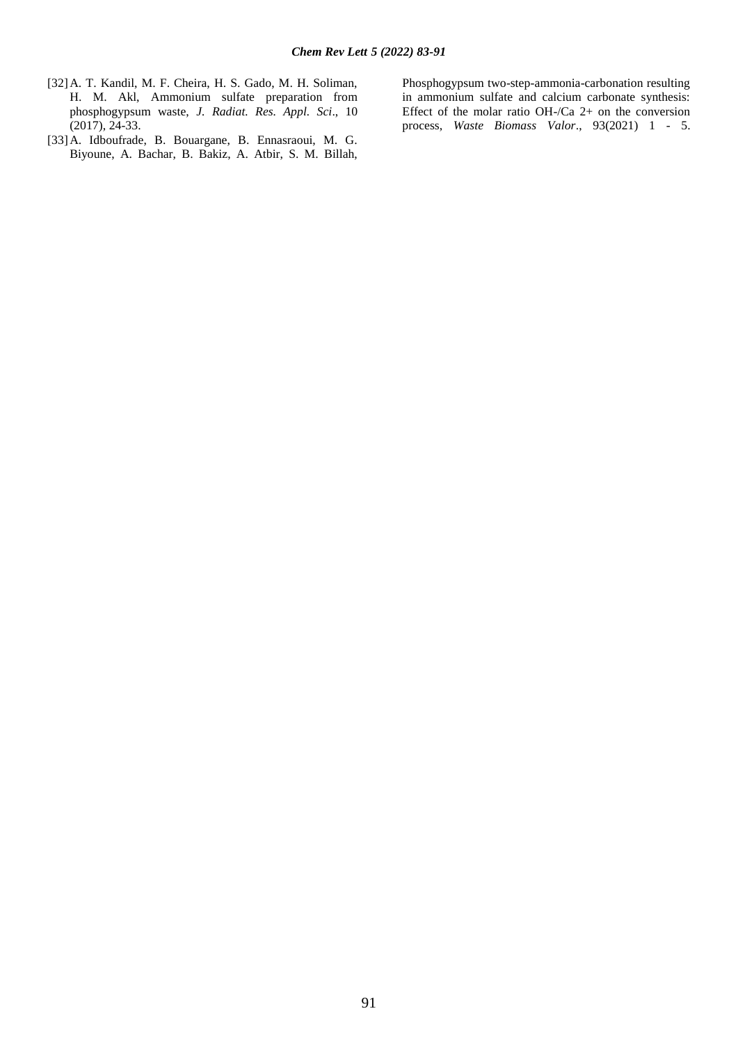[32] A. T. Kandil, M. F. Cheira, H. S. Gado, M. H. Soliman, H. M. Akl, Ammonium sulfate preparation from phosphogypsum waste, *J. Radiat. Res. Appl. Sci*., 10 (2017), 24-33.

[33] A. Idboufrade, B. Bouargane, B. Ennasraoui, M. G. Biyoune, A. Bachar, B. Bakiz, A. Atbir, S. M. Billah, Phosphogypsum two-step-ammonia-carbonation resulting in ammonium sulfate and calcium carbonate synthesis: Effect of the molar ratio OH-/Ca 2+ on the conversion process, *Waste Biomass Valor*., 93(2021) 1 - 5.